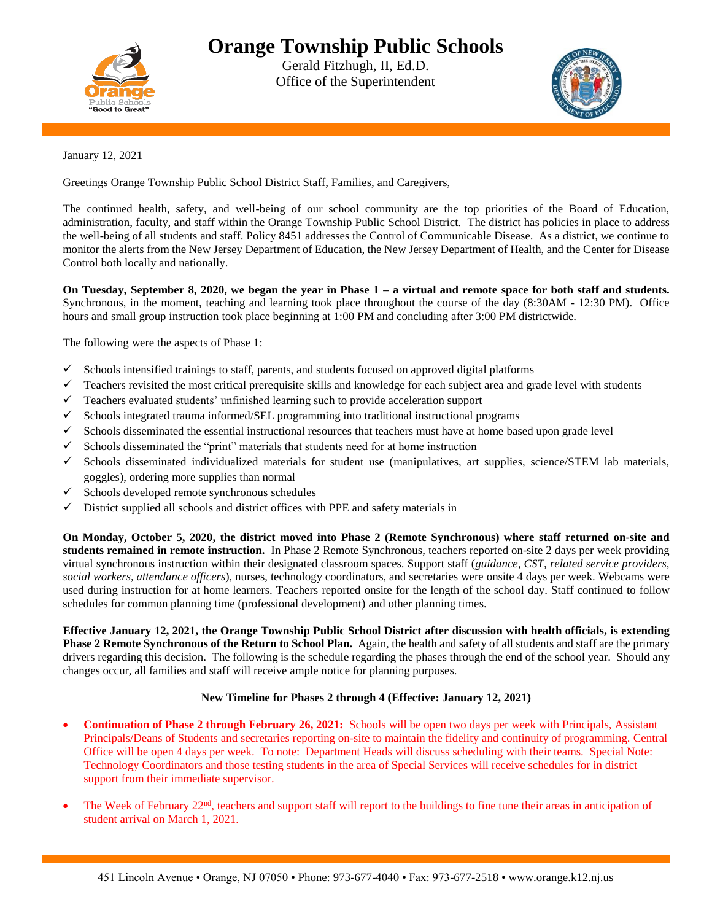# Orange Township Public Schools

Gerald Fitzhugh, II, Ed.D.
Office of the Superintendent

January 12, 2021

Greetings Orange Township Public School District Staff, Families, and Caregivers,

The continued health, safety, and well-being of our school community are the top priorities of the Board of Education, administration, faculty, and staff within the Orange Township Public School District. The district has policies in place to address the well-being of all students and staff. Policy 8451 addresses the Control of Communicable Disease. As a district, we continue to monitor the alerts from the New Jersey Department of Education, the New Jersey Department of Health, and the Center for Disease Control both locally and nationally.

**On Tuesday, September 8, 2020, we began the year in Phase 1 – a virtual and remote space for both staff and students.** Synchronous, in the moment, teaching and learning took place throughout the course of the day (8:30AM - 12:30 PM). Office hours and small group instruction took place beginning at 1:00 PM and concluding after 3:00 PM districtwide.

The following were the aspects of Phase 1:

- ✓ Schools intensified trainings to staff, parents, and students focused on approved digital platforms
- ✓ Teachers revisited the most critical prerequisite skills and knowledge for each subject area and grade level with students
- ✓ Teachers evaluated students' unfinished learning such to provide acceleration support
- ✓ Schools integrated trauma informed/SEL programming into traditional instructional programs
- ✓ Schools disseminated the essential instructional resources that teachers must have at home based upon grade level
- ✓ Schools disseminated the "print" materials that students need for at home instruction
- ✓ Schools disseminated individualized materials for student use (manipulatives, art supplies, science/STEM lab materials, goggles), ordering more supplies than normal
- ✓ Schools developed remote synchronous schedules
- ✓ District supplied all schools and district offices with PPE and safety materials in

**On Monday, October 5, 2020, the district moved into Phase 2 (Remote Synchronous) where staff returned on-site and students remained in remote instruction.** In Phase 2 Remote Synchronous, teachers reported on-site 2 days per week providing virtual synchronous instruction within their designated classroom spaces. Support staff (*guidance, CST, related service providers, social workers, attendance officers*), nurses, technology coordinators, and secretaries were onsite 4 days per week. Webcams were used during instruction for at home learners. Teachers reported onsite for the length of the school day. Staff continued to follow schedules for common planning time (professional development) and other planning times.

**Effective January 12, 2021, the Orange Township Public School District after discussion with health officials, is extending Phase 2 Remote Synchronous of the Return to School Plan.** Again, the health and safety of all students and staff are the primary drivers regarding this decision. The following is the schedule regarding the phases through the end of the school year. Should any changes occur, all families and staff will receive ample notice for planning purposes.

**New Timeline for Phases 2 through 4 (Effective: January 12, 2021)**

- **Continuation of Phase 2 through February 26, 2021:** Schools will be open two days per week with Principals, Assistant Principals/Deans of Students and secretaries reporting on-site to maintain the fidelity and continuity of programming. Central Office will be open 4 days per week. To note: Department Heads will discuss scheduling with their teams. Special Note: Technology Coordinators and those testing students in the area of Special Services will receive schedules for in district support from their immediate supervisor.

- The Week of February 22nd, teachers and support staff will report to the buildings to fine tune their areas in anticipation of student arrival on March 1, 2021.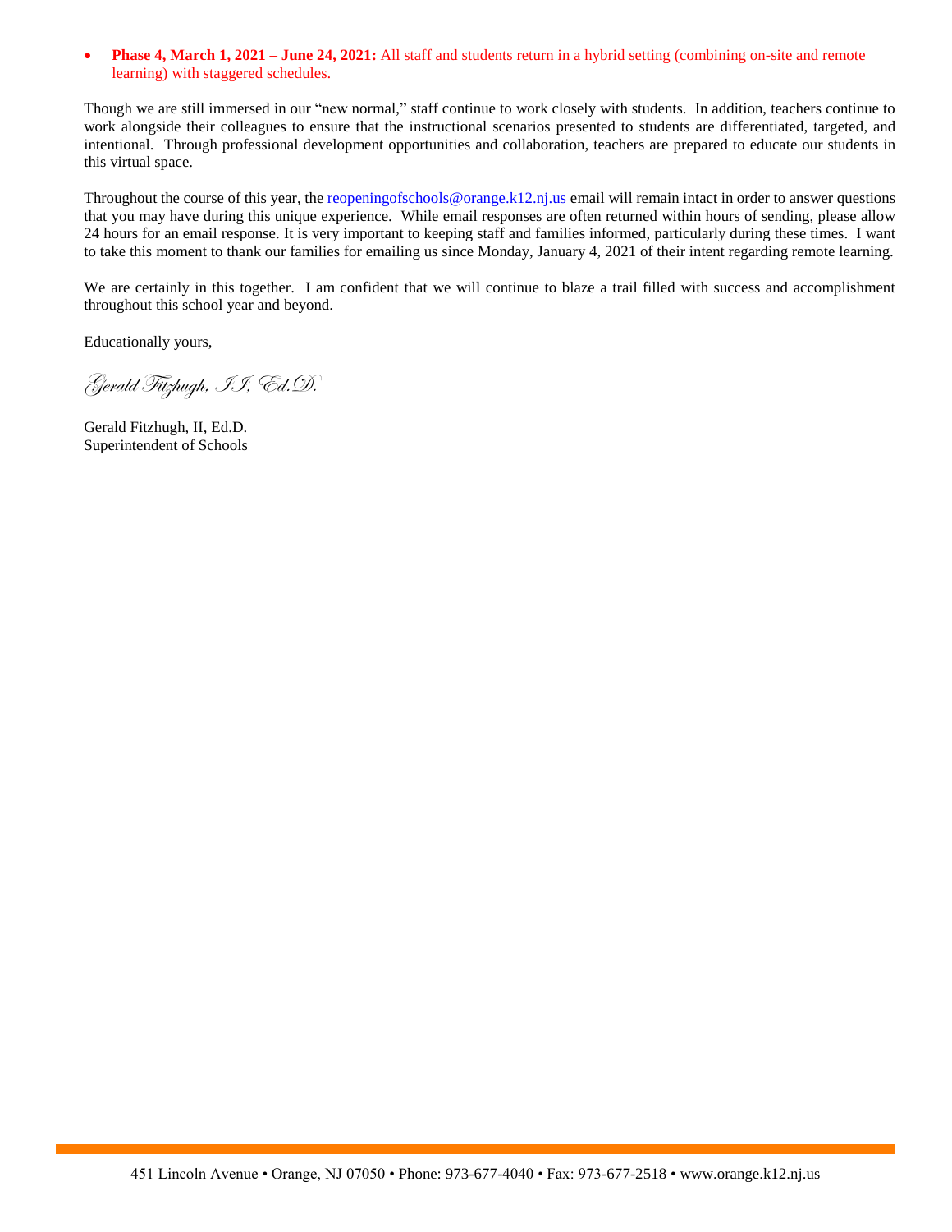- **Phase 4, March 1, 2021 – June 24, 2021:** All staff and students return in a hybrid setting (combining on-site and remote learning) with staggered schedules.

Though we are still immersed in our "new normal," staff continue to work closely with students. In addition, teachers continue to work alongside their colleagues to ensure that the instructional scenarios presented to students are differentiated, targeted, and intentional. Through professional development opportunities and collaboration, teachers are prepared to educate our students in this virtual space.

Throughout the course of this year, the reopeningofschools@orange.k12.nj.us email will remain intact in order to answer questions that you may have during this unique experience. While email responses are often returned within hours of sending, please allow 24 hours for an email response. It is very important to keeping staff and families informed, particularly during these times. I want to take this moment to thank our families for emailing us since Monday, January 4, 2021 of their intent regarding remote learning.

We are certainly in this together. I am confident that we will continue to blaze a trail filled with success and accomplishment throughout this school year and beyond.

Educationally yours,

*Gerald Fitzhugh, II, Ed.D.*

Gerald Fitzhugh, II, Ed.D.
Superintendent of Schools